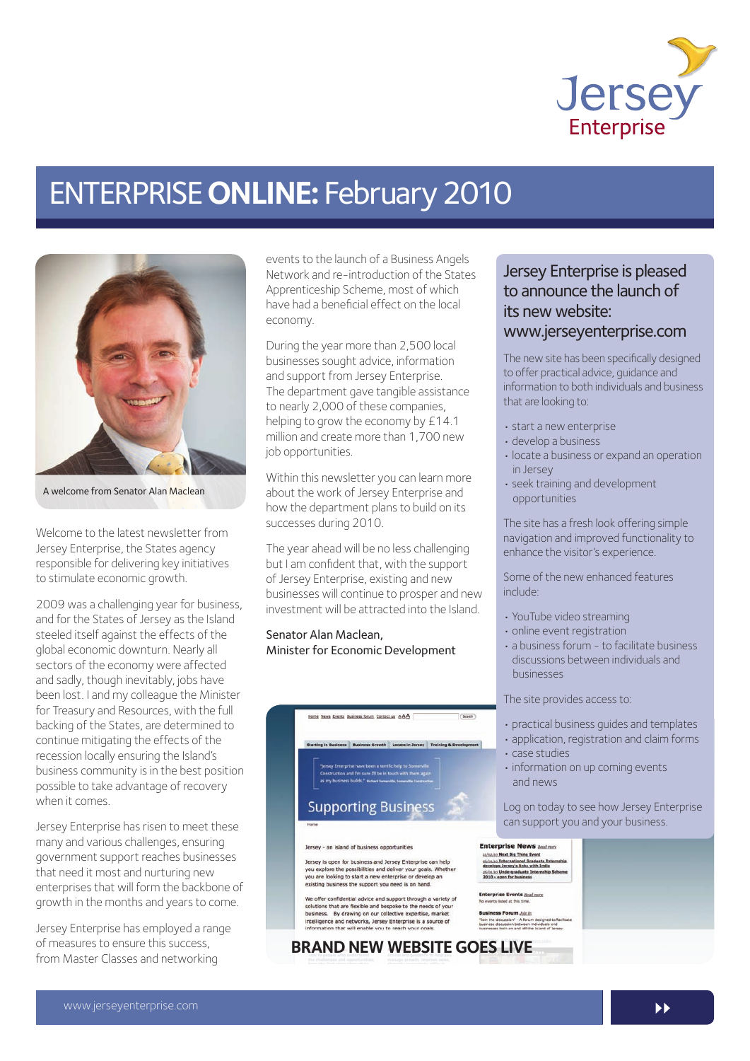# ENTERPRISE **ONLINE:** February 2010

A welcome from Senator Alan Maclean

Welcome to the latest newsletter from Jersey Enterprise, the States agency responsible for delivering key initiatives to stimulate economic growth.

2009 was a challenging year for business, and for the States of Jersey as the Island steeled itself against the effects of the global economic downturn. Nearly all sectors of the economy were affected and sadly, though inevitably, jobs have been lost. I and my colleague the Minister for Treasury and Resources, with the full backing of the States, are determined to continue mitigating the effects of the recession locally ensuring the Island's business community is in the best position possible to take advantage of recovery when it comes.

Jersey Enterprise has risen to meet these many and various challenges, ensuring government support reaches businesses that need it most and nurturing new enterprises that will form the backbone of growth in the months and years to come.

Jersey Enterprise has employed a range of measures to ensure this success, from Master Classes and networking events to the launch of a Business Angels Network and re-introduction of the States Apprenticeship Scheme, most of which have had a beneficial effect on the local economy.

During the year more than 2,500 local businesses sought advice, information and support from Jersey Enterprise. The department gave tangible assistance to nearly 2,000 of these companies, helping to grow the economy by £14.1 million and create more than 1,700 new job opportunities.

Within this newsletter you can learn more about the work of Jersey Enterprise and how the department plans to build on its successes during 2010.

The year ahead will be no less challenging but I am confident that, with the support of Jersey Enterprise, existing and new businesses will continue to prosper and new investment will be attracted into the Island.

Senator Alan Maclean,
Minister for Economic Development

## BRAND NEW WEBSITE GOES LIVE

## Jersey Enterprise is pleased to announce the launch of its new website: www.jerseyenterprise.com

The new site has been specifically designed to offer practical advice, guidance and information to both individuals and business that are looking to:

- start a new enterprise
- develop a business
- locate a business or expand an operation in Jersey
- seek training and development opportunities

The site has a fresh look offering simple navigation and improved functionality to enhance the visitor's experience.

Some of the new enhanced features include:

- YouTube video streaming
- online event registration
- a business forum - to facilitate business discussions between individuals and businesses

The site provides access to:

- practical business guides and templates
- application, registration and claim forms
- case studies
- information on up coming events and news

Log on today to see how Jersey Enterprise can support you and your business.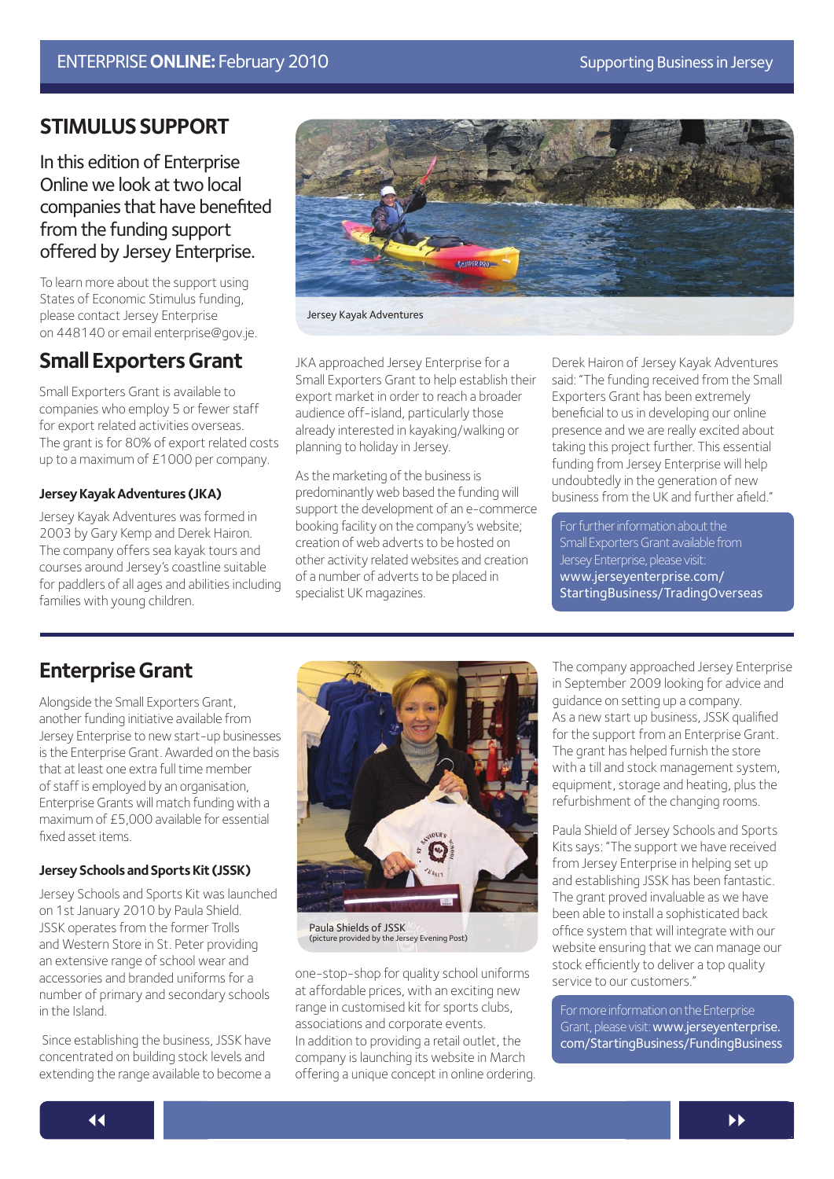## STIMULUS SUPPORT

In this edition of Enterprise Online we look at two local companies that have benefited from the funding support offered by Jersey Enterprise.

To learn more about the support using States of Economic Stimulus funding, please contact Jersey Enterprise on 448140 or email enterprise@gov.je.

## Small Exporters Grant

Small Exporters Grant is available to companies who employ 5 or fewer staff for export related activities overseas. The grant is for 80% of export related costs up to a maximum of £1000 per company.

### Jersey Kayak Adventures (JKA)

Jersey Kayak Adventures was formed in 2003 by Gary Kemp and Derek Hairon. The company offers sea kayak tours and courses around Jersey's coastline suitable for paddlers of all ages and abilities including families with young children.

Jersey Kayak Adventures

JKA approached Jersey Enterprise for a Small Exporters Grant to help establish their export market in order to reach a broader audience off-island, particularly those already interested in kayaking/walking or planning to holiday in Jersey.

As the marketing of the business is predominantly web based the funding will support the development of an e-commerce booking facility on the company's website; creation of web adverts to be hosted on other activity related websites and creation of a number of adverts to be placed in specialist UK magazines.

Derek Hairon of Jersey Kayak Adventures said: "The funding received from the Small Exporters Grant has been extremely beneficial to us in developing our online presence and we are really excited about taking this project further. This essential funding from Jersey Enterprise will help undoubtedly in the generation of new business from the UK and further afield."

For further information about the Small Exporters Grant available from Jersey Enterprise, please visit: **www.jerseyenterprise.com/StartingBusiness/TradingOverseas**

## Enterprise Grant

Alongside the Small Exporters Grant, another funding initiative available from Jersey Enterprise to new start-up businesses is the Enterprise Grant. Awarded on the basis that at least one extra full time member of staff is employed by an organisation, Enterprise Grants will match funding with a maximum of £5,000 available for essential fixed asset items.

### Jersey Schools and Sports Kit (JSSK)

Jersey Schools and Sports Kit was launched on 1st January 2010 by Paula Shield. JSSK operates from the former Trolls and Western Store in St. Peter providing an extensive range of school wear and accessories and branded uniforms for a number of primary and secondary schools in the Island.

Since establishing the business, JSSK have concentrated on building stock levels and extending the range available to become a one-stop-shop for quality school uniforms at affordable prices, with an exciting new range in customised kit for sports clubs, associations and corporate events. In addition to providing a retail outlet, the company is launching its website in March offering a unique concept in online ordering.

Paula Shields of JSSK
(picture provided by the Jersey Evening Post)

The company approached Jersey Enterprise in September 2009 looking for advice and guidance on setting up a company. As a new start up business, JSSK qualified for the support from an Enterprise Grant. The grant has helped furnish the store with a till and stock management system, equipment, storage and heating, plus the refurbishment of the changing rooms.

Paula Shield of Jersey Schools and Sports Kits says: "The support we have received from Jersey Enterprise in helping set up and establishing JSSK has been fantastic. The grant proved invaluable as we have been able to install a sophisticated back office system that will integrate with our website ensuring that we can manage our stock efficiently to deliver a top quality service to our customers."

For more information on the Enterprise Grant, please visit: **www.jerseyenterprise.com/StartingBusiness/FundingBusiness**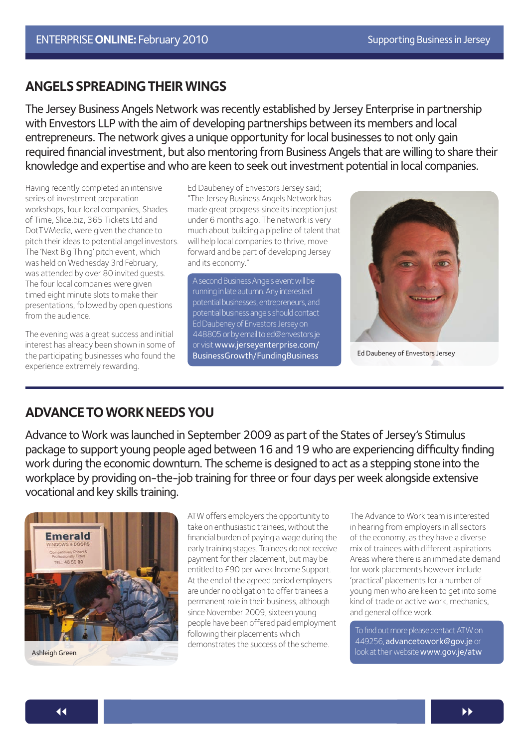## ANGELS SPREADING THEIR WINGS

The Jersey Business Angels Network was recently established by Jersey Enterprise in partnership with Envestors LLP with the aim of developing partnerships between its members and local entrepreneurs. The network gives a unique opportunity for local businesses to not only gain required financial investment, but also mentoring from Business Angels that are willing to share their knowledge and expertise and who are keen to seek out investment potential in local companies.

Having recently completed an intensive series of investment preparation workshops, four local companies, Shades of Time, Slice.biz, 365 Tickets Ltd and DotTVMedia, were given the chance to pitch their ideas to potential angel investors. The 'Next Big Thing' pitch event, which was held on Wednesday 3rd February, was attended by over 80 invited guests. The four local companies were given timed eight minute slots to make their presentations, followed by open questions from the audience.

The evening was a great success and initial interest has already been shown in some of the participating businesses who found the experience extremely rewarding.

Ed Daubeney of Envestors Jersey said; "The Jersey Business Angels Network has made great progress since its inception just under 6 months ago. The network is very much about building a pipeline of talent that will help local companies to thrive, move forward and be part of developing Jersey and its economy."

A second Business Angels event will be running in late autumn. Any interested potential businesses, entrepreneurs, and potential business angels should contact Ed Daubeney of Envestors Jersey on 448805 or by email to ed@envestors.je or visit www.jerseyenterprise.com/BusinessGrowth/FundingBusiness

Ed Daubeney of Envestors Jersey

## ADVANCE TO WORK NEEDS YOU

Advance to Work was launched in September 2009 as part of the States of Jersey's Stimulus package to support young people aged between 16 and 19 who are experiencing difficulty finding work during the economic downturn. The scheme is designed to act as a stepping stone into the workplace by providing on-the-job training for three or four days per week alongside extensive vocational and key skills training.

Ashleigh Green

ATW offers employers the opportunity to take on enthusiastic trainees, without the financial burden of paying a wage during the early training stages. Trainees do not receive payment for their placement, but may be entitled to £90 per week Income Support. At the end of the agreed period employers are under no obligation to offer trainees a permanent role in their business, although since November 2009, sixteen young people have been offered paid employment following their placements which demonstrates the success of the scheme.

The Advance to Work team is interested in hearing from employers in all sectors of the economy, as they have a diverse mix of trainees with different aspirations. Areas where there is an immediate demand for work placements however include 'practical' placements for a number of young men who are keen to get into some kind of trade or active work, mechanics, and general office work.

To find out more please contact ATW on 449256, advancetowork@gov.je or look at their website www.gov.je/atw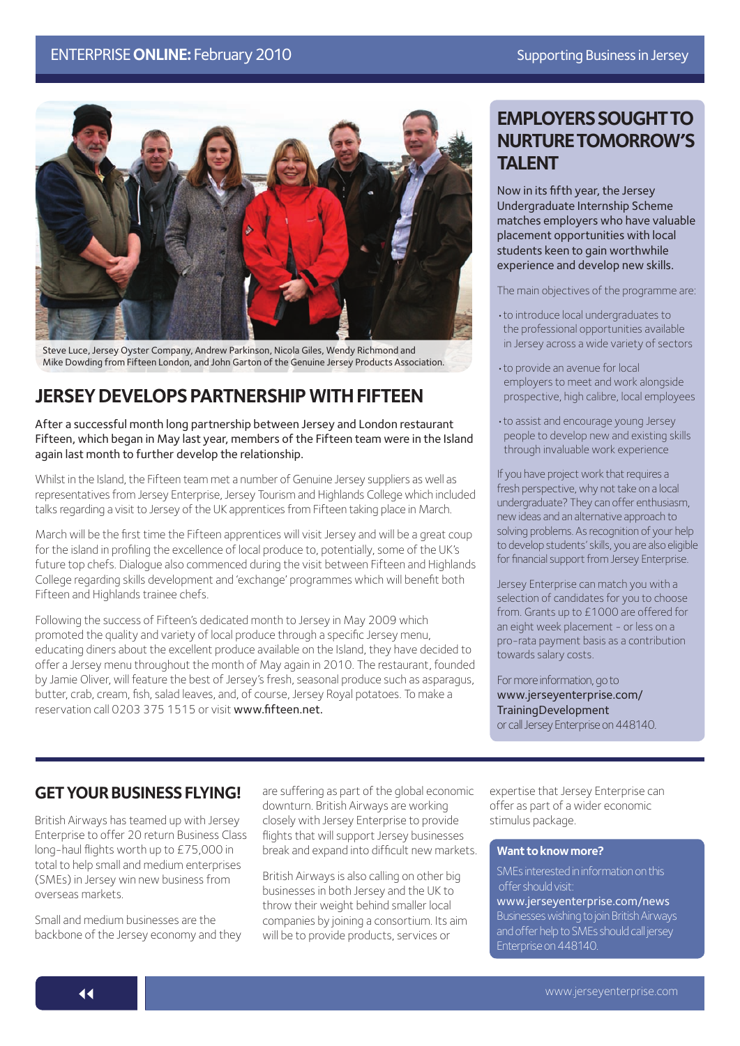Steve Luce, Jersey Oyster Company, Andrew Parkinson, Nicola Giles, Wendy Richmond and Mike Dowding from Fifteen London, and John Garton of the Genuine Jersey Products Association.

## JERSEY DEVELOPS PARTNERSHIP WITH FIFTEEN

After a successful month long partnership between Jersey and London restaurant Fifteen, which began in May last year, members of the Fifteen team were in the Island again last month to further develop the relationship.

Whilst in the Island, the Fifteen team met a number of Genuine Jersey suppliers as well as representatives from Jersey Enterprise, Jersey Tourism and Highlands College which included talks regarding a visit to Jersey of the UK apprentices from Fifteen taking place in March.

March will be the first time the Fifteen apprentices will visit Jersey and will be a great coup for the island in profiling the excellence of local produce to, potentially, some of the UK's future top chefs. Dialogue also commenced during the visit between Fifteen and Highlands College regarding skills development and 'exchange' programmes which will benefit both Fifteen and Highlands trainee chefs.

Following the success of Fifteen's dedicated month to Jersey in May 2009 which promoted the quality and variety of local produce through a specific Jersey menu, educating diners about the excellent produce available on the Island, they have decided to offer a Jersey menu throughout the month of May again in 2010. The restaurant, founded by Jamie Oliver, will feature the best of Jersey's fresh, seasonal produce such as asparagus, butter, crab, cream, fish, salad leaves, and, of course, Jersey Royal potatoes. To make a reservation call 0203 375 1515 or visit www.fifteen.net.

## EMPLOYERS SOUGHT TO NURTURE TOMORROW'S TALENT

Now in its fifth year, the Jersey Undergraduate Internship Scheme matches employers who have valuable placement opportunities with local students keen to gain worthwhile experience and develop new skills.

The main objectives of the programme are:

- to introduce local undergraduates to the professional opportunities available in Jersey across a wide variety of sectors
- to provide an avenue for local employers to meet and work alongside prospective, high calibre, local employees
- to assist and encourage young Jersey people to develop new and existing skills through invaluable work experience

If you have project work that requires a fresh perspective, why not take on a local undergraduate? They can offer enthusiasm, new ideas and an alternative approach to solving problems. As recognition of your help to develop students' skills, you are also eligible for financial support from Jersey Enterprise.

Jersey Enterprise can match you with a selection of candidates for you to choose from. Grants up to £1000 are offered for an eight week placement - or less on a pro-rata payment basis as a contribution towards salary costs.

For more information, go to www.jerseyenterprise.com/TrainingDevelopment or call Jersey Enterprise on 448140.

## GET YOUR BUSINESS FLYING!

British Airways has teamed up with Jersey Enterprise to offer 20 return Business Class long-haul flights worth up to £75,000 in total to help small and medium enterprises (SMEs) in Jersey win new business from overseas markets.

Small and medium businesses are the backbone of the Jersey economy and they are suffering as part of the global economic downturn. British Airways are working closely with Jersey Enterprise to provide flights that will support Jersey businesses break and expand into difficult new markets.

British Airways is also calling on other big businesses in both Jersey and the UK to throw their weight behind smaller local companies by joining a consortium. Its aim will be to provide products, services or expertise that Jersey Enterprise can offer as part of a wider economic stimulus package.

### Want to know more?

SMEs interested in information on this offer should visit: www.jerseyenterprise.com/news
Businesses wishing to join British Airways and offer help to SMEs should call Jersey Enterprise on 448140.